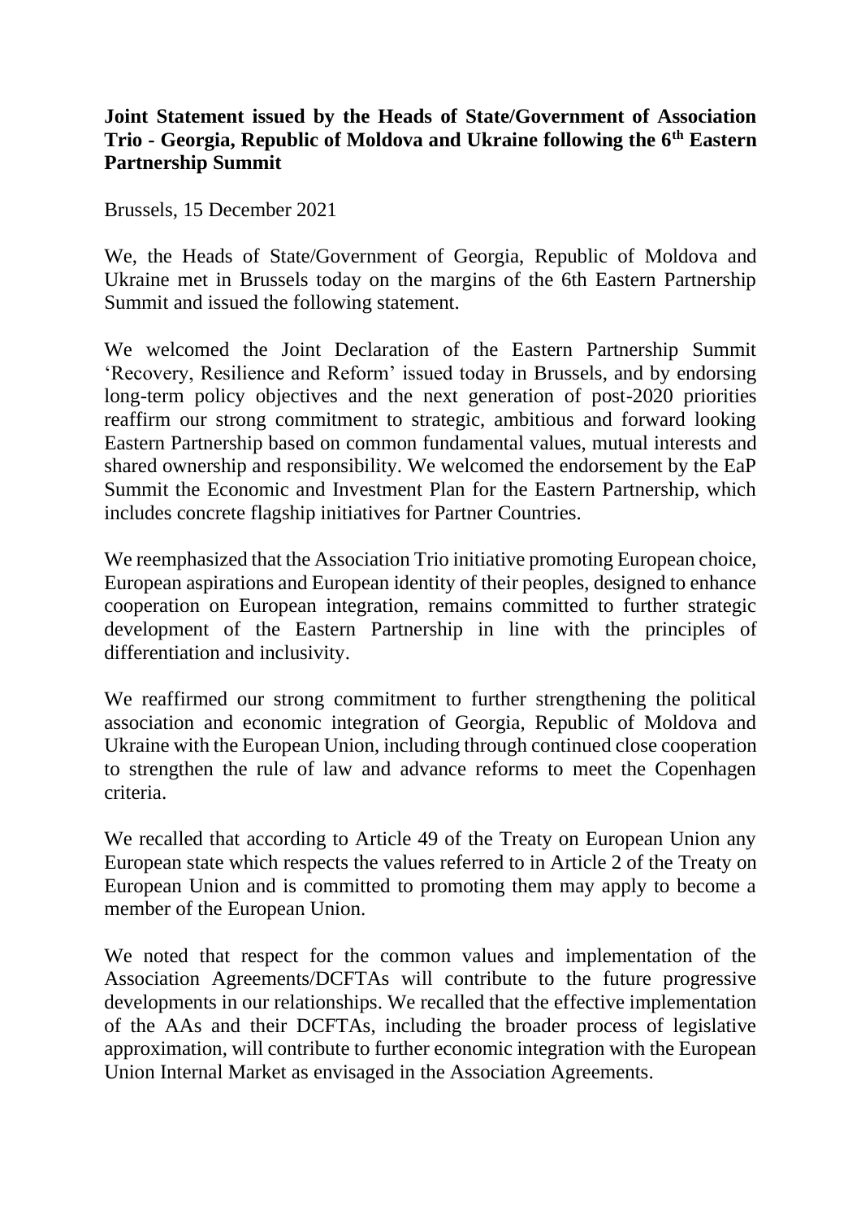**Joint Statement issued by the Heads of State/Government of Association Trio - Georgia, Republic of Moldova and Ukraine following the 6th Eastern Partnership Summit**

Brussels, 15 December 2021

We, the Heads of State/Government of Georgia, Republic of Moldova and Ukraine met in Brussels today on the margins of the 6th Eastern Partnership Summit and issued the following statement.

We welcomed the Joint Declaration of the Eastern Partnership Summit 'Recovery, Resilience and Reform' issued today in Brussels, and by endorsing long-term policy objectives and the next generation of post-2020 priorities reaffirm our strong commitment to strategic, ambitious and forward looking Eastern Partnership based on common fundamental values, mutual interests and shared ownership and responsibility. We welcomed the endorsement by the EaP Summit the Economic and Investment Plan for the Eastern Partnership, which includes concrete flagship initiatives for Partner Countries.

We reemphasized that the Association Trio initiative promoting European choice, European aspirations and European identity of their peoples, designed to enhance cooperation on European integration, remains committed to further strategic development of the Eastern Partnership in line with the principles of differentiation and inclusivity.

We reaffirmed our strong commitment to further strengthening the political association and economic integration of Georgia, Republic of Moldova and Ukraine with the European Union, including through continued close cooperation to strengthen the rule of law and advance reforms to meet the Copenhagen criteria.

We recalled that according to Article 49 of the Treaty on European Union any European state which respects the values referred to in Article 2 of the Treaty on European Union and is committed to promoting them may apply to become a member of the European Union.

We noted that respect for the common values and implementation of the Association Agreements/DCFTAs will contribute to the future progressive developments in our relationships. We recalled that the effective implementation of the AAs and their DCFTAs, including the broader process of legislative approximation, will contribute to further economic integration with the European Union Internal Market as envisaged in the Association Agreements.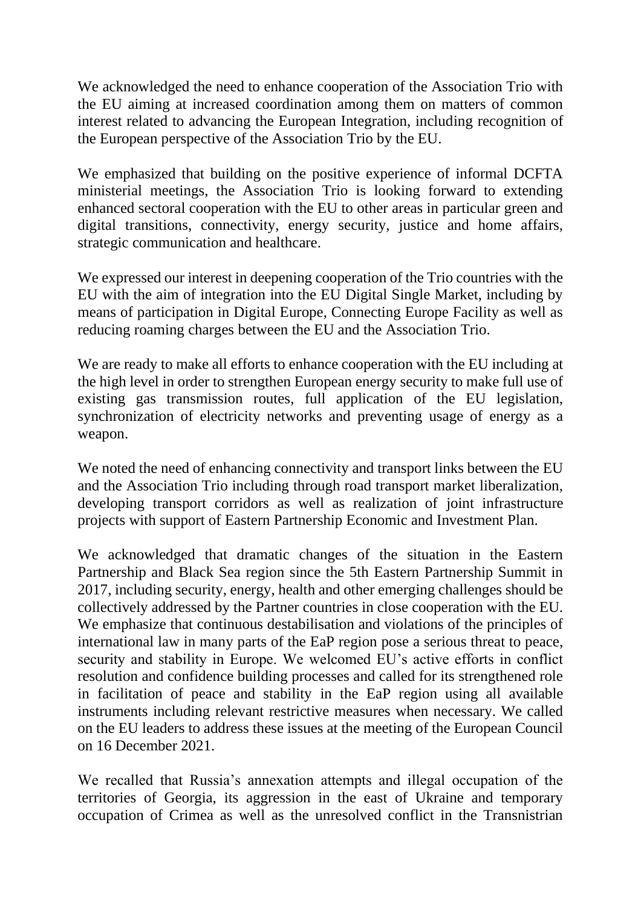We acknowledged the need to enhance cooperation of the Association Trio with the EU aiming at increased coordination among them on matters of common interest related to advancing the European Integration, including recognition of the European perspective of the Association Trio by the EU.

We emphasized that building on the positive experience of informal DCFTA ministerial meetings, the Association Trio is looking forward to extending enhanced sectoral cooperation with the EU to other areas in particular green and digital transitions, connectivity, energy security, justice and home affairs, strategic communication and healthcare.

We expressed our interest in deepening cooperation of the Trio countries with the EU with the aim of integration into the EU Digital Single Market, including by means of participation in Digital Europe, Connecting Europe Facility as well as reducing roaming charges between the EU and the Association Trio.

We are ready to make all efforts to enhance cooperation with the EU including at the high level in order to strengthen European energy security to make full use of existing gas transmission routes, full application of the EU legislation, synchronization of electricity networks and preventing usage of energy as a weapon.

We noted the need of enhancing connectivity and transport links between the EU and the Association Trio including through road transport market liberalization, developing transport corridors as well as realization of joint infrastructure projects with support of Eastern Partnership Economic and Investment Plan.

We acknowledged that dramatic changes of the situation in the Eastern Partnership and Black Sea region since the 5th Eastern Partnership Summit in 2017, including security, energy, health and other emerging challenges should be collectively addressed by the Partner countries in close cooperation with the EU. We emphasize that continuous destabilisation and violations of the principles of international law in many parts of the EaP region pose a serious threat to peace, security and stability in Europe. We welcomed EU's active efforts in conflict resolution and confidence building processes and called for its strengthened role in facilitation of peace and stability in the EaP region using all available instruments including relevant restrictive measures when necessary. We called on the EU leaders to address these issues at the meeting of the European Council on 16 December 2021.

We recalled that Russia's annexation attempts and illegal occupation of the territories of Georgia, its aggression in the east of Ukraine and temporary occupation of Crimea as well as the unresolved conflict in the Transnistrian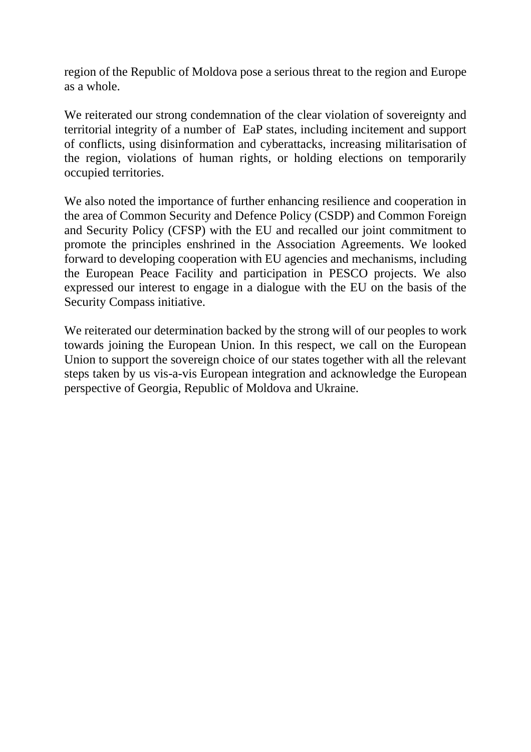region of the Republic of Moldova pose a serious threat to the region and Europe as a whole.

We reiterated our strong condemnation of the clear violation of sovereignty and territorial integrity of a number of EaP states, including incitement and support of conflicts, using disinformation and cyberattacks, increasing militarisation of the region, violations of human rights, or holding elections on temporarily occupied territories.

We also noted the importance of further enhancing resilience and cooperation in the area of Common Security and Defence Policy (CSDP) and Common Foreign and Security Policy (CFSP) with the EU and recalled our joint commitment to promote the principles enshrined in the Association Agreements. We looked forward to developing cooperation with EU agencies and mechanisms, including the European Peace Facility and participation in PESCO projects. We also expressed our interest to engage in a dialogue with the EU on the basis of the Security Compass initiative.

We reiterated our determination backed by the strong will of our peoples to work towards joining the European Union. In this respect, we call on the European Union to support the sovereign choice of our states together with all the relevant steps taken by us vis-a-vis European integration and acknowledge the European perspective of Georgia, Republic of Moldova and Ukraine.